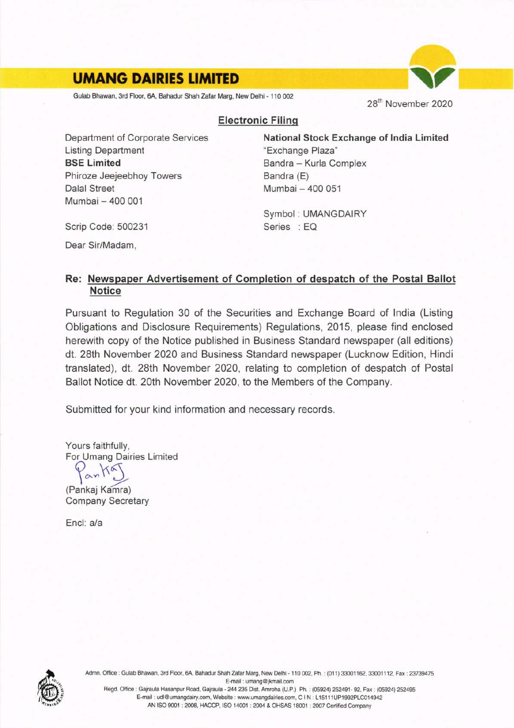# UMANG DAIRIES LIMITED

Gulab Bhawan, 3rd Floor, 6A, Bahadur Shah Zafar Marg, New Delhi - 110 002

28th November 2020

**Electronic Filing**

Department of Corporate Services
Listing Department
**BSE Limited**
Phiroze Jeejeebhoy Towers
Dalal Street
Mumbai – 400 001

Scrip Code: 500231

**National Stock Exchange of India Limited**
"Exchange Plaza"
Bandra – Kurla Complex
Bandra (E)
Mumbai – 400 051

Symbol : UMANGDAIRY
Series : EQ

Dear Sir/Madam,

**Re: Newspaper Advertisement of Completion of despatch of the Postal Ballot Notice**

Pursuant to Regulation 30 of the Securities and Exchange Board of India (Listing Obligations and Disclosure Requirements) Regulations, 2015, please find enclosed herewith copy of the Notice published in Business Standard newspaper (all editions) dt. 28th November 2020 and Business Standard newspaper (Lucknow Edition, Hindi translated), dt. 28th November 2020, relating to completion of despatch of Postal Ballot Notice dt. 20th November 2020, to the Members of the Company.

Submitted for your kind information and necessary records.

Yours faithfully,
For Umang Dairies Limited

(Pankaj Kamra)
Company Secretary

Encl: a/a

Admn. Office : Gulab Bhawan, 3rd Floor, 6A, Bahadur Shah Zafar Marg, New Delhi - 110 002, Ph. : (011) 33001162, 33001112, Fax : 23739475
E-mail : umang@jkmail.com
Regd. Office : Gajraula Hasanpur Road, Gajraula - 244 235 Dist. Amroha (U.P.) Ph. : (05924) 252491- 92, Fax : (05924) 252495
E-mail : udl@umangdairy.com, Website : www.umangdairies.com, C I N : L15111UP1992PLC014942
AN ISO 9001 : 2008, HACCP, ISO 14001 : 2004 & OHSAS 18001 : 2007 Certified Company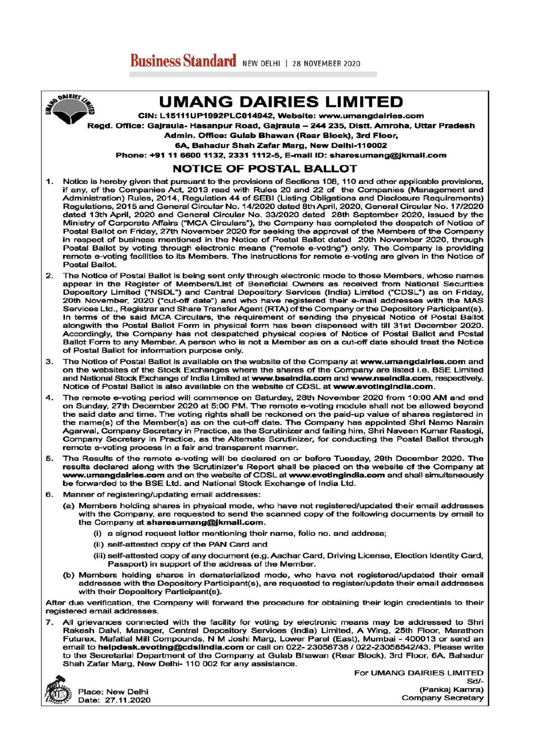Business Standard NEW DELHI | 28 NOVEMBER 2020

# UMANG DAIRIES LIMITED

**CIN: L15111UP1992PLC014942, Website: www.umangdairies.com**
**Regd. Office: Gajraula- Hasanpur Road, Gajraula – 244 235, Distt. Amroha, Uttar Pradesh**
**Admin. Office: Gulab Bhawan (Rear Block), 3rd Floor,**
**6A, Bahadur Shah Zafar Marg, New Delhi-110002**
**Phone: +91 11 6600 1132, 2331 1112-5, E-mail ID: sharesumang@jkmail.com**

## NOTICE OF POSTAL BALLOT

1. Notice is hereby given that pursuant to the provisions of Sections 108, 110 and other applicable provisions, if any, of the Companies Act, 2013 read with Rules 20 and 22 of the Companies (Management and Administration) Rules, 2014, Regulation 44 of SEBI (Listing Obligations and Disclosure Requirements) Regulations, 2015 and General Circular No. 14/2020 dated 8th April, 2020, General Circular No. 17/2020 dated 13th April, 2020 and General Circular No. 33/2020 dated 28th September 2020, issued by the Ministry of Corporate Affairs ("MCA Circulars"), the Company has completed the despatch of Notice of Postal Ballot on Friday, 27th November 2020 for seeking the approval of the Members of the Company in respect of business mentioned in the Notice of Postal Ballot dated 20th November 2020, through Postal Ballot by voting through electronic means ("remote e-voting") only. The Company is providing remote e-voting facilities to its Members. The instructions for remote e-voting are given in the Notice of Postal Ballot.
2. The Notice of Postal Ballot is being sent only through electronic mode to those Members, whose names appear in the Register of Members/List of Beneficial Owners as received from National Securities Depository Limited ("NSDL") and Central Depository Services (India) Limited ("CDSL") as on Friday, 20th November, 2020 ("cut-off date") and who have registered their e-mail addresses with the MAS Services Ltd., Registrar and Share Transfer Agent (RTA) of the Company or the Depository Participant(s). In terms of the said MCA Circulars, the requirement of sending the physical Notice of Postal Ballot alongwith the Postal Ballot Form in physical form has been dispensed with till 31st December 2020. Accordingly, the Company has not despatched physical copies of Notice of Postal Ballot and Postal Ballot Form to any Member. A person who is not a Member as on a cut-off date should treat the Notice of Postal Ballot for information purpose only.
3. The Notice of Postal Ballot is available on the website of the Company at **www.umangdairies.com** and on the websites of the Stock Exchanges where the shares of the Company are listed i.e. BSE Limited and National Stock Exchange of India Limited at **www.bseindia.com** and **www.nseindia.com**, respectively. Notice of Postal Ballot is also available on the website of CDSL at **www.evotingindia.com**.
4. The remote e-voting period will commence on Saturday, 28th November 2020 from 10:00 AM and end on Sunday, 27th December 2020 at 5:00 PM. The remote e-voting module shall not be allowed beyond the said date and time. The voting rights shall be reckoned on the paid-up value of shares registered in the name(s) of the Member(s) as on the cut-off date. The Company has appointed Shri Namo Narain Agarwal, Company Secretary in Practice, as the Scrutinizer and failing him, Shri Naveen Kumar Rastogi, Company Secretary in Practice, as the Alternate Scrutinizer, for conducting the Postal Ballot through remote e-voting process in a fair and transparent manner.
5. The Results of the remote e-voting will be declared on or before Tuesday, 29th December 2020. The results declared along with the Scrutinizer's Report shall be placed on the website of the Company at **www.umangdairies.com** and on the website of CDSL at **www.evotingindia.com** and shall simultaneously be forwarded to the BSE Ltd. and National Stock Exchange of India Ltd.
6. Manner of registering/updating email addresses:
   - (a) Members holding shares in physical mode, who have not registered/updated their email addresses with the Company, are requested to send the scanned copy of the following documents by email to the Company at **sharesumang@jkmail.com**.
     - (i) a signed request letter mentioning their name, folio no. and address;
     - (ii) self-attested copy of the PAN Card and
     - (iii) self-attested copy of any document (e.g. Aadhar Card, Driving License, Election Identity Card, Passport) in support of the address of the Member.
   - (b) Members holding shares in dematerialized mode, who have not registered/updated their email addresses with the Depository Participant(s), are requested to register/update their email addresses with their Depository Participant(s).

After due verification, the Company will forward the procedure for obtaining their login credentials to their registered email addresses.

7. All grievances connected with the facility for voting by electronic means may be addressed to Shri Rakesh Dalvi, Manager, Central Depository Services (India) Limited, A Wing, 25th Floor, Marathon Futurex, Mafatlal Mill Compounds, N M Joshi Marg, Lower Parel (East), Mumbai - 400013 or send an email to **helpdesk.evoting@cdslindia.com** or call on 022- 23058738 / 022-23058542/43. Please write to the Secretarial Department of the Company at Gulab Bhawan (Rear Block), 3rd Floor, 6A, Bahadur Shah Zafar Marg, New Delhi- 110 002 for any assistance.

For UMANG DAIRIES LIMITED
Sd/-
(Pankaj Kamra)
Company Secretary

Place: New Delhi
Date: 27.11.2020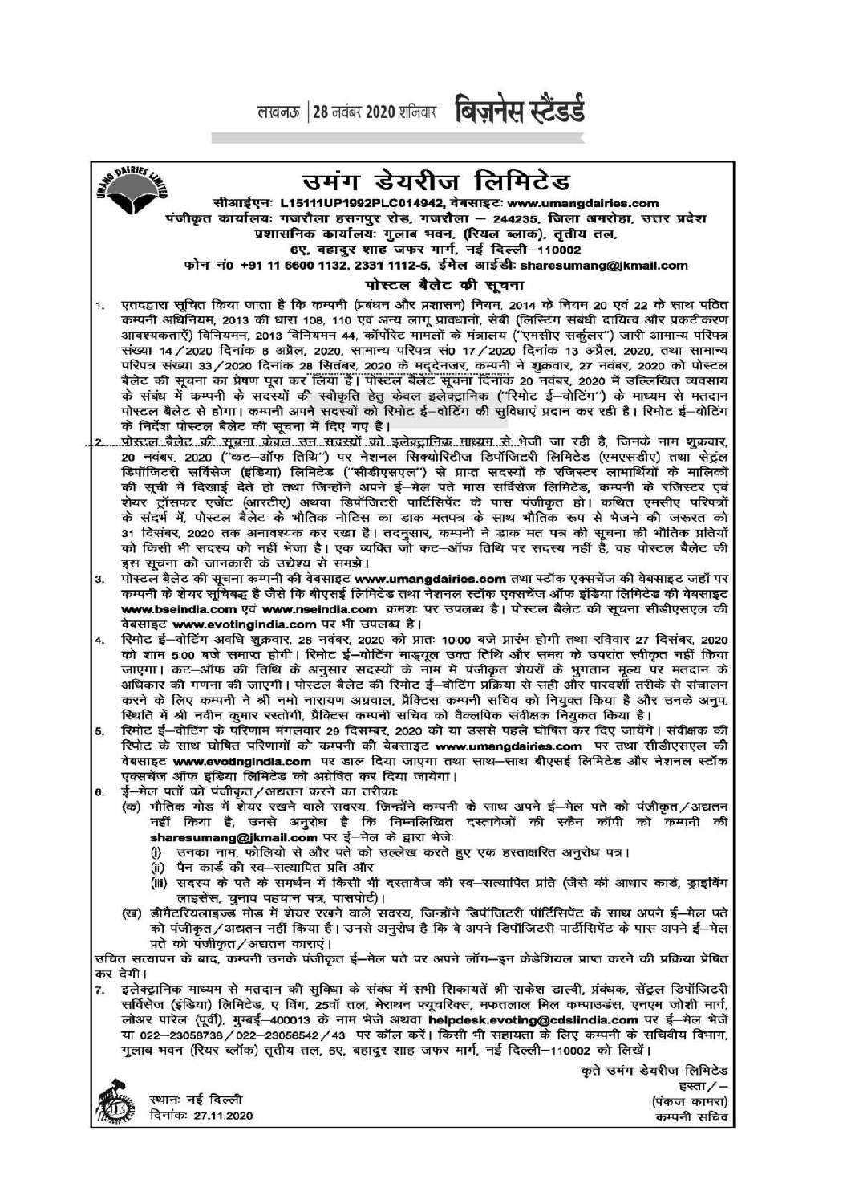# उमंग डेयरीज लिमिटेड

**सीआईएनः L15111UP1992PLC014942, वेबसाइटः www.umangdairies.com**
**पंजीकृत कार्यालयः गजरौला हसनपुर रोड, गजरौला – 244235, जिला अमरोहा, उत्तर प्रदेश**
**प्रशासनिक कार्यालयः गुलाब भवन, (रियल ब्लाक), तृतीय तल,**
**6ए, बहादुर शाह जफर मार्ग, नई दिल्ली–110002**
**फोन नं0 +91 11 6600 1132, 2331 1112-5, ईमेल आईडीः sharesumang@jkmail.com**

## पोस्टल बैलेट की सूचना

1. एतद्द्वारा सूचित किया जाता है कि कम्पनी (प्रबंधन और प्रशासन) नियम, 2014 के नियम 20 एवं 22 के साथ पठित कम्पनी अधिनियम, 2013 की धारा 108, 110 एवं अन्य लागू प्रावधानों, सेबी (लिस्टिंग संबंधी दायित्व और प्रकटीकरण आवश्यकताएँ) विनियमन, 2013 विनियमन 44, कॉर्पोरेट मामलों के मंत्रालय ("एमसीए सर्कुलर") जारी आमान्य परिपत्र संख्या 14/2020 दिनांक 8 अप्रैल, 2020, सामान्य परिपत्र सं0 17/2020 दिनांक 13 अप्रैल, 2020, तथा सामान्य परिपत्र संख्या 33/2020 दिनांक 28 सितंबर, 2020 के मद्देनजर, कम्पनी ने शुक्रवार, 27 नवंबर, 2020 को पोस्टल बैलेट की सूचना का प्रेषण पूरा कर लिया है। पोस्टल बैलेट सूचना दिनांक 20 नवंबर, 2020 में उल्लिखित व्यवसाय के संबंध में कम्पनी के सदस्यों की स्वीकृति हेतु केवल इलेक्ट्रानिक ("रिमोट ई–वोटिंग") के माध्यम से मतदान पोस्टल बैलेट से होगा। कम्पनी अपने सदस्यों को रिमोट ई–वोटिंग की सुविधाएं प्रदान कर रही है। रिमोट ई–वोटिंग के निर्देश पोस्टल बैलेट की सूचना में दिए गए है।
2. पोस्टल बैलेट की सूचना केवल उन सदस्यों को इलेक्ट्रानिक माध्यम से भेजी जा रही है, जिनके नाम शुक्रवार, 20 नवंबर, 2020 ("कट–ऑफ तिथि") पर नेशनल सिक्योरिटीज डिपॉजिटरी लिमिटेड (एनएसडीएल) तथा सेंट्रल डिपॉजिटरी सर्विसेज (इंडिया) लिमिटेड ("सीडीएसएल") से प्राप्त सदस्यों के रजिस्टर लाभार्थियों के मालिकों की सूची में दिखाई देते हो तथा जिन्होंने अपने ई–मेल पते मास सर्विसेज लिमिटेड, कम्पनी के रजिस्टर एवं शेयर ट्रॉसफर एजेंट (आरटीए) अथवा डिपॉजिटरी पार्टिसिपेंट के पास पंजीकृत हो। कथित एमसीए परिपत्रों के संदर्भ में, पोस्टल बैलेट के भौतिक नोटिस का डाक मतपत्र के साथ भौतिक रूप से भेजने की जरूरत को 31 दिसंबर, 2020 तक अनावश्यक कर रखा है। तदनुसार, कम्पनी ने डाक मत पत्र की सूचना की भौतिक प्रतियों को किसी भी सदस्य को नहीं भेजा है। एक व्यक्ति जो कट–ऑफ तिथि पर सदस्य नहीं है, वह पोस्टल बैलेट की इस सूचना को जानकारी के उद्देश्य से समझे।
3. पोस्टल बैलेट की सूचना कम्पनी की वेबसाइट **www.umangdairies.com** तथा स्टॉक एक्सचेंज की वेबसाइट जहाँ पर कम्पनी के शेयर सूचिबद्ध है जैसे कि बीएसई लिमिटेड तथा नेशनल स्टॉक एक्सचेंज ऑफ इंडिया लिमिटेड की वेबसाइट **www.bseindia.com** एवं **www.nseindia.com** क्रमशः पर उपलब्ध है। पोस्टल बैलेट की सूचना सीडीएसएल की वेबसाइट **www.evotingindia.com** पर भी उपलब्ध है।
4. रिमोट ई–वोटिंग अवधि शुक्रवार, 28 नवंबर, 2020 को प्रातः 10:00 बजे प्रारंभ होगी तथा रविवार 27 दिसंबर, 2020 को शाम 5:00 बजे समाप्त होगी। रिमोट ई–वोटिंग माड्यूल उक्त तिथि और समय के उपरांत स्वीकृत नहीं किया जाएगा। कट–ऑफ की तिथि के अनुसार सदस्यों के नाम में पंजीकृत शेयरों के भुगतान मूल्य पर मतदान के अधिकार की गणना की जाएगी। पोस्टल बैलेट की रिमोट ई–वोटिंग प्रक्रिया से सही और पारदर्शी तरीके से संचालन करने के लिए कम्पनी ने श्री नमो नारायण अग्रवाल, प्रैक्टिस कम्पनी सचिव को नियुक्त किया है और उनके अनुप. स्थिति में श्री नवीन कुमार रस्तोगी, प्रैक्टिस कम्पनी सचिव को वैकल्पिक संवीक्षक नियुक्त किया है।
5. रिमोट ई–वोटिंग के परिणाम मंगलवार 29 दिसम्बर, 2020 को या उससे पहले घोषित कर दिए जायेंगे। संवीक्षक की रिपोर्ट के साथ घोषित परिणामों को कम्पनी की वेबसाइट **www.umangdairies.com** पर तथा सीडीएसएल की वेबसाइट **www.evotingindia.com** पर डाल दिया जाएगा तथा साथ–साथ बीएसई लिमिटेड और नेशनल स्टॉक एक्सचेंज ऑफ इंडिया लिमिटेड को अग्रेषित कर दिया जायेगा।
6. ई–मेल पतों को पंजीकृत/अद्यतन करने का तरीकाः
   (क) भौतिक मोड में शेयर रखने वाले सदस्य, जिन्होंने कम्पनी के साथ अपने ई–मेल पते को पंजीकृत/अद्यतन नहीं किया है, उनसे अनुरोध है कि निम्नलिखित दस्तावेजों की स्कैन कॉपी को कम्पनी की **sharesumang@jkmail.com** पर ई–मेल के द्वारा भेजेः
      (i) उनका नाम, फोलियो से और पते को उल्लेख करते हुए एक हस्ताक्षरित अनुरोध पत्र।
      (ii) पैन कार्ड की स्व–सत्यापित प्रति और
      (iii) सदस्य के पते के समर्थन में किसी भी दस्तावेज की स्व–सत्यापित प्रति (जैसे की आधार कार्ड, ड्राइविंग लाइसेंस, चुनाव पहचान पत्र, पासपोर्ट)।
   (ख) डीमैटरियलाइज्ड मोड में शेयर रखने वाले सदस्य, जिन्होंने डिपॉजिटरी पॉर्टिसिपेंट के साथ अपने ई–मेल पते को पंजीकृत/अद्यतन नहीं किया है। उनसे अनुरोध है कि वे अपने डिपॉजिटरी पार्टीसिपेंट के पास अपने ई–मेल पते को पंजीकृत/अद्यतन कराएं।

उचित सत्यापन के बाद, कम्पनी उनके पंजीकृत ई–मेल पते पर अपने लॉग–इन क्रेडेंशियल प्राप्त करने की प्रक्रिया प्रेषित कर देगी।

7. इलेक्ट्रानिक माध्यम से मतदान की सुविधा के संबंध में सभी शिकायतें श्री राकेश डाल्वी, प्रबंधक, सेंट्रल डिपॉजिटरी सर्विसेज (इंडिया) लिमिटेड, ए विंग, 25वॉं तल, मैराथन फ्यूचरिक्स, मफतलाल मिल कम्पाउंड्स, एनएम जोशी मार्ग, लोअर पारेल (पूर्वी), मुम्बई–400013 के नाम भेजें अथवा **helpdesk.evoting@cdslindia.com** पर ई–मेल भेजें या 022–23058738/022–23058542/43 पर कॉल करें। किसी भी सहायता के लिए कम्पनी के सचिवीय विभाग, गुलाब भवन (रियर ब्लॉक) तृतीय तल, 6ए, बहादुर शाह जफर मार्ग, नई दिल्ली–110002 को लिखें।

कृते उमंग डेयरीज लिमिटेड
हस्ता/–
(पंकज कामरा)
कम्पनी सचिव

स्थानः नई दिल्ली
दिनांकः 27.11.2020